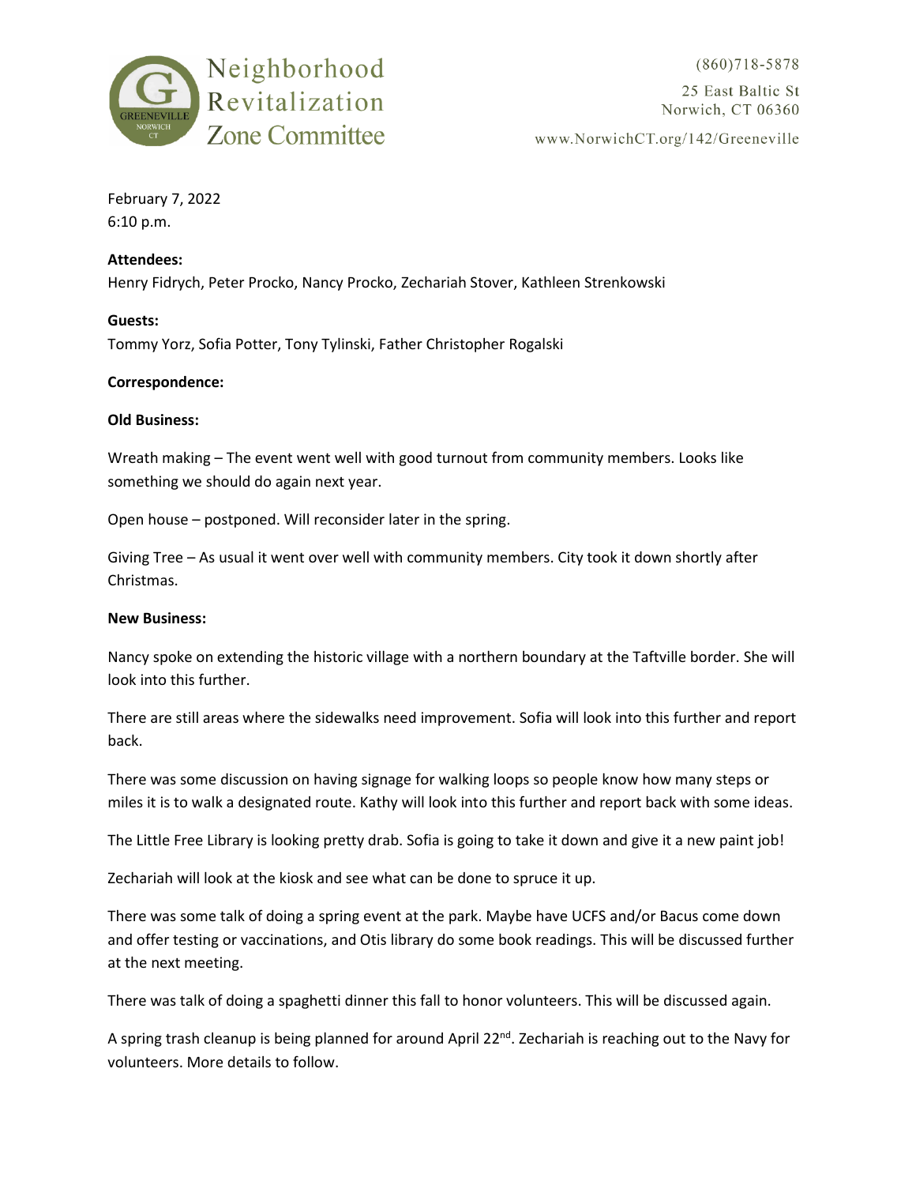Neighborhood Revitalization Zone Committee

(860)718-5878

25 East Baltic St
Norwich, CT 06360

www.NorwichCT.org/142/Greeneville

February 7, 2022
6:10 p.m.

**Attendees:**
Henry Fidrych, Peter Procko, Nancy Procko, Zechariah Stover, Kathleen Strenkowski

**Guests:**
Tommy Yorz, Sofia Potter, Tony Tylinski, Father Christopher Rogalski

**Correspondence:**

**Old Business:**

Wreath making – The event went well with good turnout from community members. Looks like something we should do again next year.

Open house – postponed. Will reconsider later in the spring.

Giving Tree – As usual it went over well with community members. City took it down shortly after Christmas.

**New Business:**

Nancy spoke on extending the historic village with a northern boundary at the Taftville border. She will look into this further.

There are still areas where the sidewalks need improvement. Sofia will look into this further and report back.

There was some discussion on having signage for walking loops so people know how many steps or miles it is to walk a designated route. Kathy will look into this further and report back with some ideas.

The Little Free Library is looking pretty drab. Sofia is going to take it down and give it a new paint job!

Zechariah will look at the kiosk and see what can be done to spruce it up.

There was some talk of doing a spring event at the park. Maybe have UCFS and/or Bacus come down and offer testing or vaccinations, and Otis library do some book readings. This will be discussed further at the next meeting.

There was talk of doing a spaghetti dinner this fall to honor volunteers. This will be discussed again.

A spring trash cleanup is being planned for around April 22nd. Zechariah is reaching out to the Navy for volunteers. More details to follow.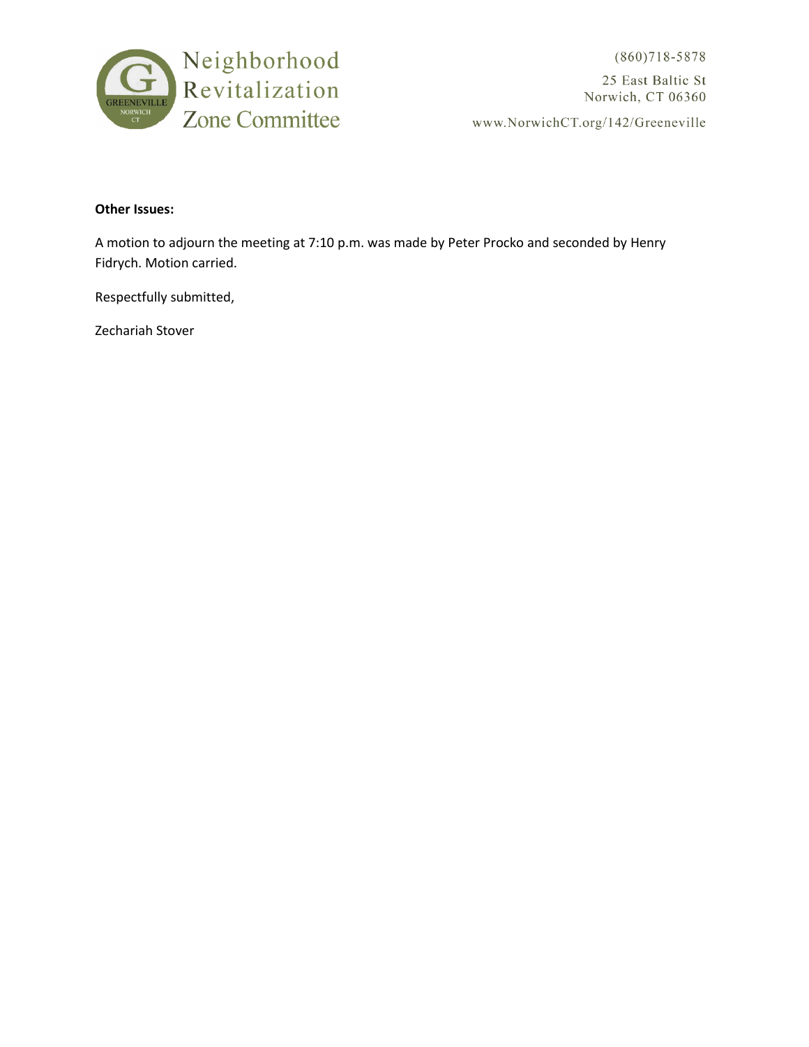**Other Issues:**

A motion to adjourn the meeting at 7:10 p.m. was made by Peter Procko and seconded by Henry Fidrych. Motion carried.

Respectfully submitted,

Zechariah Stover